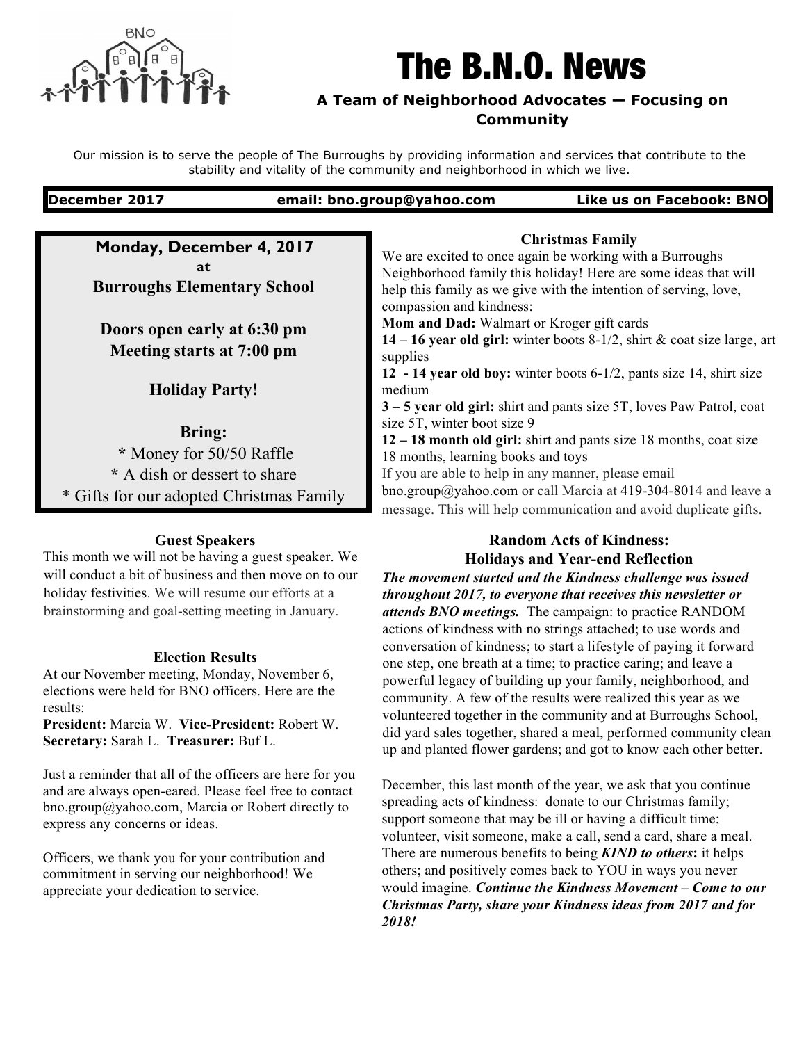# The B.N.O. News

**A Team of Neighborhood Advocates — Focusing on Community**

Our mission is to serve the people of The Burroughs by providing information and services that contribute to the stability and vitality of the community and neighborhood in which we live.

**December 2017** | **email: bno.group@yahoo.com** | **Like us on Facebook: BNO**

---

**Monday, December 4, 2017**
**at**
**Burroughs Elementary School**

**Doors open early at 6:30 pm**
**Meeting starts at 7:00 pm**

**Holiday Party!**

**Bring:**
* Money for 50/50 Raffle
* A dish or dessert to share
* Gifts for our adopted Christmas Family

### Guest Speakers

This month we will not be having a guest speaker. We will conduct a bit of business and then move on to our holiday festivities. We will resume our efforts at a brainstorming and goal-setting meeting in January.

### Election Results

At our November meeting, Monday, November 6, elections were held for BNO officers. Here are the results:

**President:** Marcia W. **Vice-President:** Robert W. **Secretary:** Sarah L. **Treasurer:** Buf L.

Just a reminder that all of the officers are here for you and are always open-eared. Please feel free to contact bno.group@yahoo.com, Marcia or Robert directly to express any concerns or ideas.

Officers, we thank you for your contribution and commitment in serving our neighborhood! We appreciate your dedication to service.

### Christmas Family

We are excited to once again be working with a Burroughs Neighborhood family this holiday! Here are some ideas that will help this family as we give with the intention of serving, love, compassion and kindness:

**Mom and Dad:** Walmart or Kroger gift cards
**14 – 16 year old girl:** winter boots 8-1/2, shirt & coat size large, art supplies
**12 - 14 year old boy:** winter boots 6-1/2, pants size 14, shirt size medium
**3 – 5 year old girl:** shirt and pants size 5T, loves Paw Patrol, coat size 5T, winter boot size 9
**12 – 18 month old girl:** shirt and pants size 18 months, coat size 18 months, learning books and toys

If you are able to help in any manner, please email bno.group@yahoo.com or call Marcia at 419-304-8014 and leave a message. This will help communication and avoid duplicate gifts.

### Random Acts of Kindness: Holidays and Year-end Reflection

***The movement started and the Kindness challenge was issued throughout 2017, to everyone that receives this newsletter or attends BNO meetings.*** The campaign: to practice RANDOM actions of kindness with no strings attached; to use words and conversation of kindness; to start a lifestyle of paying it forward one step, one breath at a time; to practice caring; and leave a powerful legacy of building up your family, neighborhood, and community. A few of the results were realized this year as we volunteered together in the community and at Burroughs School, did yard sales together, shared a meal, performed community clean up and planted flower gardens; and got to know each other better.

December, this last month of the year, we ask that you continue spreading acts of kindness: donate to our Christmas family; support someone that may be ill or having a difficult time; volunteer, visit someone, make a call, send a card, share a meal. There are numerous benefits to being ***KIND to others***: it helps others; and positively comes back to YOU in ways you never would imagine. ***Continue the Kindness Movement – Come to our Christmas Party, share your Kindness ideas from 2017 and for 2018!***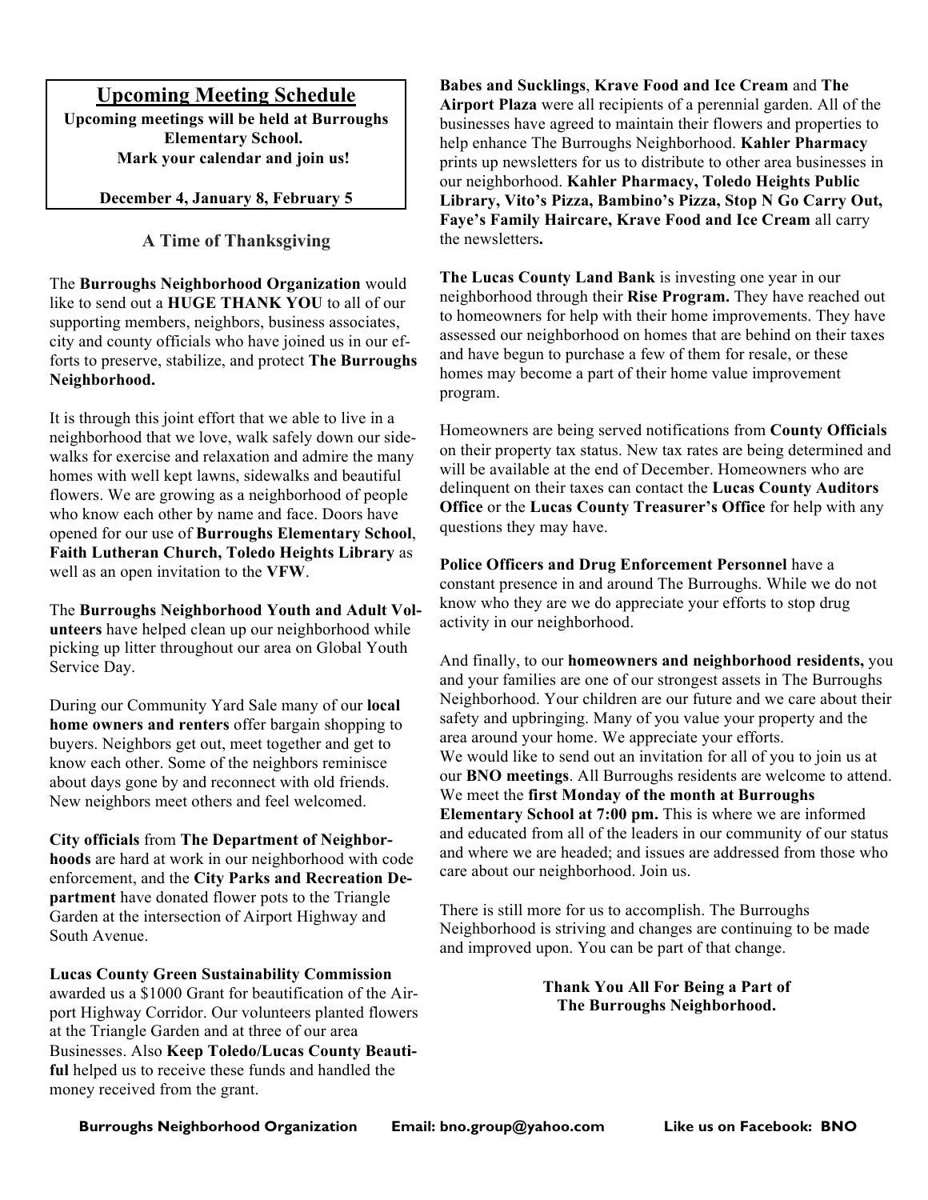## Upcoming Meeting Schedule

**Upcoming meetings will be held at Burroughs Elementary School.**
**Mark your calendar and join us!**

**December 4, January 8, February 5**

### A Time of Thanksgiving

The **Burroughs Neighborhood Organization** would like to send out a **HUGE THANK YOU** to all of our supporting members, neighbors, business associates, city and county officials who have joined us in our efforts to preserve, stabilize, and protect **The Burroughs Neighborhood.**

It is through this joint effort that we able to live in a neighborhood that we love, walk safely down our sidewalks for exercise and relaxation and admire the many homes with well kept lawns, sidewalks and beautiful flowers. We are growing as a neighborhood of people who know each other by name and face. Doors have opened for our use of **Burroughs Elementary School**, **Faith Lutheran Church, Toledo Heights Library** as well as an open invitation to the **VFW**.

The **Burroughs Neighborhood Youth and Adult Volunteers** have helped clean up our neighborhood while picking up litter throughout our area on Global Youth Service Day.

During our Community Yard Sale many of our **local home owners and renters** offer bargain shopping to buyers. Neighbors get out, meet together and get to know each other. Some of the neighbors reminisce about days gone by and reconnect with old friends. New neighbors meet others and feel welcomed.

**City officials** from **The Department of Neighborhoods** are hard at work in our neighborhood with code enforcement, and the **City Parks and Recreation Department** have donated flower pots to the Triangle Garden at the intersection of Airport Highway and South Avenue.

**Lucas County Green Sustainability Commission** awarded us a $1000 Grant for beautification of the Airport Highway Corridor. Our volunteers planted flowers at the Triangle Garden and at three of our area Businesses. Also **Keep Toledo/Lucas County Beautiful** helped us to receive these funds and handled the money received from the grant.

**Babes and Sucklings**, **Krave Food and Ice Cream** and **The Airport Plaza** were all recipients of a perennial garden. All of the businesses have agreed to maintain their flowers and properties to help enhance The Burroughs Neighborhood. **Kahler Pharmacy** prints up newsletters for us to distribute to other area businesses in our neighborhood. **Kahler Pharmacy, Toledo Heights Public Library, Vito's Pizza, Bambino's Pizza, Stop N Go Carry Out, Faye's Family Haircare, Krave Food and Ice Cream** all carry the newsletters**.**

**The Lucas County Land Bank** is investing one year in our neighborhood through their **Rise Program.** They have reached out to homeowners for help with their home improvements. They have assessed our neighborhood on homes that are behind on their taxes and have begun to purchase a few of them for resale, or these homes may become a part of their home value improvement program.

Homeowners are being served notifications from **County Officials** on their property tax status. New tax rates are being determined and will be available at the end of December. Homeowners who are delinquent on their taxes can contact the **Lucas County Auditors Office** or the **Lucas County Treasurer's Office** for help with any questions they may have.

**Police Officers and Drug Enforcement Personnel** have a constant presence in and around The Burroughs. While we do not know who they are we do appreciate your efforts to stop drug activity in our neighborhood.

And finally, to our **homeowners and neighborhood residents,** you and your families are one of our strongest assets in The Burroughs Neighborhood. Your children are our future and we care about their safety and upbringing. Many of you value your property and the area around your home. We appreciate your efforts.
We would like to send out an invitation for all of you to join us at our **BNO meetings**. All Burroughs residents are welcome to attend. We meet the **first Monday of the month at Burroughs Elementary School at 7:00 pm.** This is where we are informed and educated from all of the leaders in our community of our status and where we are headed; and issues are addressed from those who care about our neighborhood. Join us.

There is still more for us to accomplish. The Burroughs Neighborhood is striving and changes are continuing to be made and improved upon. You can be part of that change.

**Thank You All For Being a Part of The Burroughs Neighborhood.**

**Burroughs Neighborhood Organization** **Email: bno.group@yahoo.com** **Like us on Facebook: BNO**